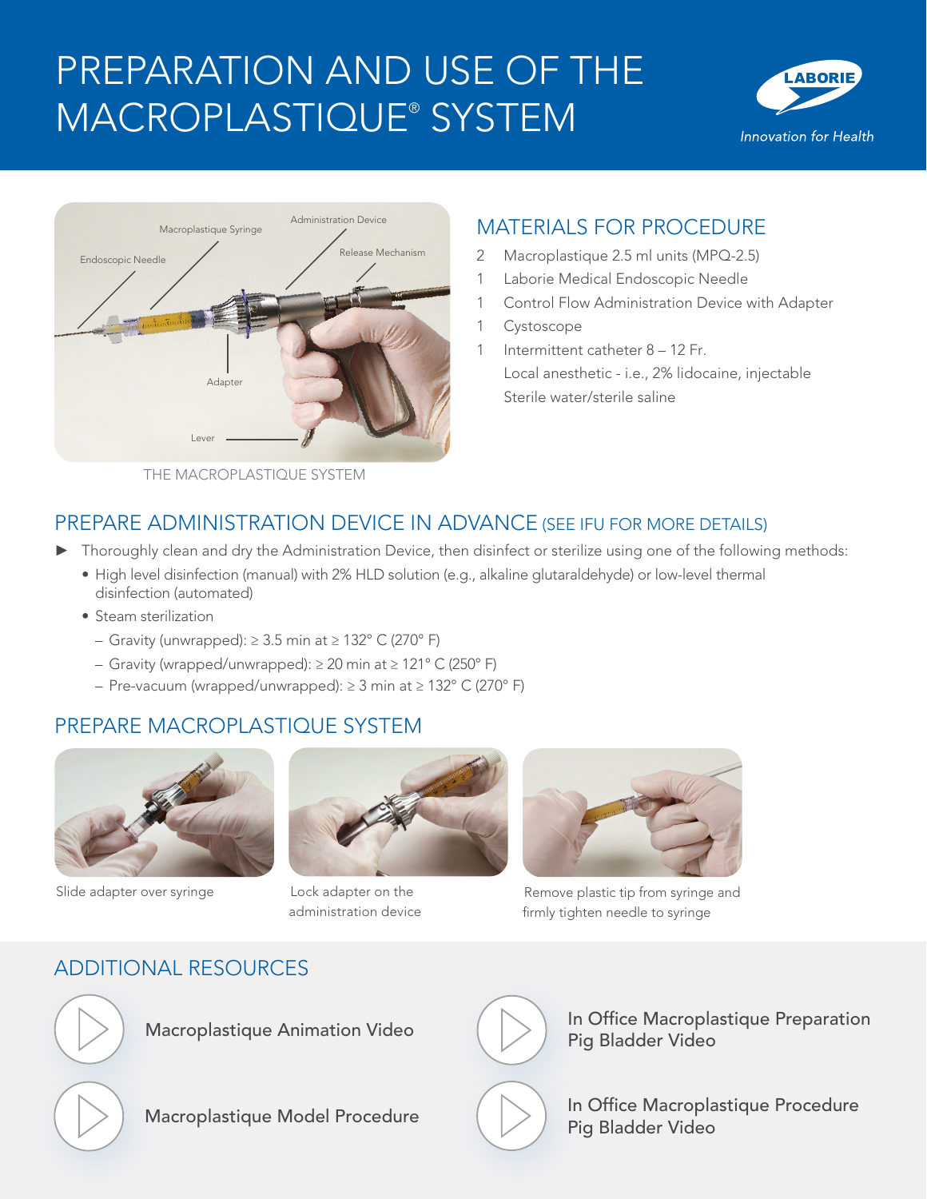# PREPARATION AND USE OF THE MACROPLASTIQUE® SYSTEM

LABORIE
*Innovation for Health*

THE MACROPLASTIQUE SYSTEM

## MATERIALS FOR PROCEDURE

- 2 Macroplastique 2.5 ml units (MPQ-2.5)
- 1 Laborie Medical Endoscopic Needle
- 1 Control Flow Administration Device with Adapter
- 1 Cystoscope
- 1 Intermittent catheter 8 – 12 Fr.
- Local anesthetic - i.e., 2% lidocaine, injectable
- Sterile water/sterile saline

## PREPARE ADMINISTRATION DEVICE IN ADVANCE (SEE IFU FOR MORE DETAILS)

► Thoroughly clean and dry the Administration Device, then disinfect or sterilize using one of the following methods:

- High level disinfection (manual) with 2% HLD solution (e.g., alkaline glutaraldehyde) or low-level thermal disinfection (automated)
- Steam sterilization
  - Gravity (unwrapped): ≥ 3.5 min at ≥ 132° C (270° F)
  - Gravity (wrapped/unwrapped): ≥ 20 min at ≥ 121° C (250° F)
  - Pre-vacuum (wrapped/unwrapped): ≥ 3 min at ≥ 132° C (270° F)

## PREPARE MACROPLASTIQUE SYSTEM

Slide adapter over syringe

Lock adapter on the administration device

Remove plastic tip from syringe and firmly tighten needle to syringe

## ADDITIONAL RESOURCES

- Macroplastique Animation Video
- In Office Macroplastique Preparation Pig Bladder Video
- Macroplastique Model Procedure
- In Office Macroplastique Procedure Pig Bladder Video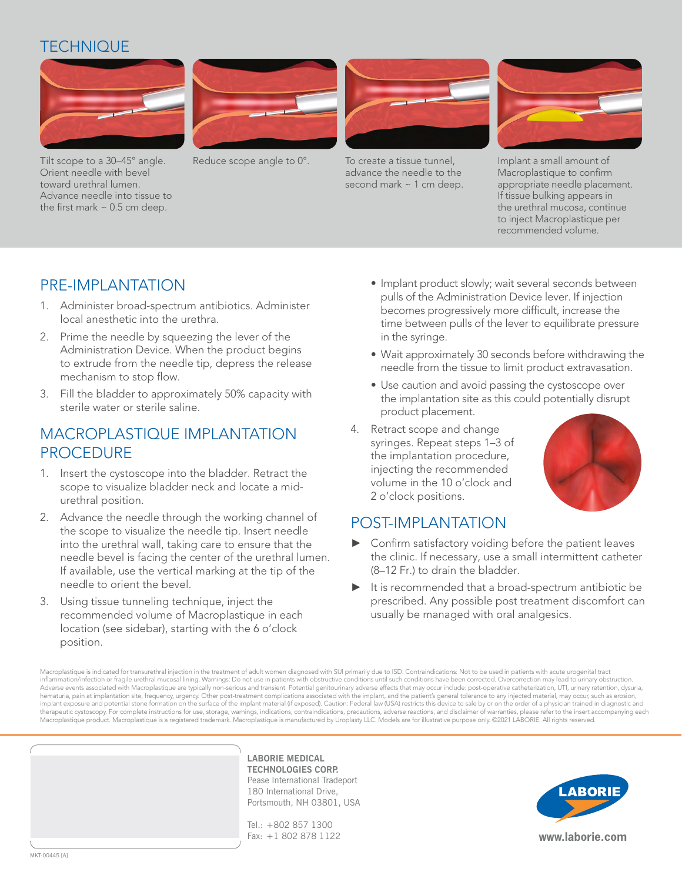## TECHNIQUE

Tilt scope to a 30–45° angle. Orient needle with bevel toward urethral lumen. Advance needle into tissue to the first mark ~ 0.5 cm deep.

Reduce scope angle to 0°.

To create a tissue tunnel, advance the needle to the second mark ~ 1 cm deep.

Implant a small amount of Macroplastique to confirm appropriate needle placement. If tissue bulking appears in the urethral mucosa, continue to inject Macroplastique per recommended volume.

## PRE-IMPLANTATION

1. Administer broad-spectrum antibiotics. Administer local anesthetic into the urethra.
2. Prime the needle by squeezing the lever of the Administration Device. When the product begins to extrude from the needle tip, depress the release mechanism to stop flow.
3. Fill the bladder to approximately 50% capacity with sterile water or sterile saline.

## MACROPLASTIQUE IMPLANTATION PROCEDURE

1. Insert the cystoscope into the bladder. Retract the scope to visualize bladder neck and locate a mid-urethral position.
2. Advance the needle through the working channel of the scope to visualize the needle tip. Insert needle into the urethral wall, taking care to ensure that the needle bevel is facing the center of the urethral lumen. If available, use the vertical marking at the tip of the needle to orient the bevel.
3. Using tissue tunneling technique, inject the recommended volume of Macroplastique in each location (see sidebar), starting with the 6 o'clock position.
   - Implant product slowly; wait several seconds between pulls of the Administration Device lever. If injection becomes progressively more difficult, increase the time between pulls of the lever to equilibrate pressure in the syringe.
   - Wait approximately 30 seconds before withdrawing the needle from the tissue to limit product extravasation.
   - Use caution and avoid passing the cystoscope over the implantation site as this could potentially disrupt product placement.
4. Retract scope and change syringes. Repeat steps 1–3 of the implantation procedure, injecting the recommended volume in the 10 o'clock and 2 o'clock positions.

## POST-IMPLANTATION

- Confirm satisfactory voiding before the patient leaves the clinic. If necessary, use a small intermittent catheter (8–12 Fr.) to drain the bladder.
- It is recommended that a broad-spectrum antibiotic be prescribed. Any possible post treatment discomfort can usually be managed with oral analgesics.

Macroplastique is indicated for transurethral injection in the treatment of adult women diagnosed with SUI primarily due to ISD. Contraindications: Not to be used in patients with acute urogenital tract inflammation/infection or fragile urethral mucosal lining. Warnings: Do not use in patients with obstructive voiding conditions until such conditions have been corrected. Overcorrection may lead to urinary obstruction. Adverse events associated with Macroplastique are typically non-serious and transient. Potential genitourinary adverse effects that may occur include: post-operative catheterization, UTI, urinary retention, dysuria, hematuria, pain at implantation site, frequency, urgency. Other post-treatment complications associated with the implant, and the patient's general tolerance to any injected material, may occur, such as erosion, implant exposure and potential stone formation on the surface of the implant material (if exposed). Caution: Federal law (USA) restricts this device to sale by or on the order of a physician trained in diagnostic and therapeutic cystoscopy. For complete instructions for use, storage, warnings, indications, contraindications, precautions, adverse reactions, and disclaimer of warranties, please refer to the insert accompanying each Macroplastique product. Macroplastique is a registered trademark. Macroplastique is manufactured by Uroplasty LLC. Models are for illustrative purpose only. ©2021 LABORIE. All rights reserved.

**LABORIE MEDICAL TECHNOLOGIES CORP.**
Pease International Tradeport
180 International Drive,
Portsmouth, NH 03801, USA

Tel.: +802 857 1300
Fax: +1 802 878 1122

LABORIE

www.laborie.com

MKT-00445 (A)